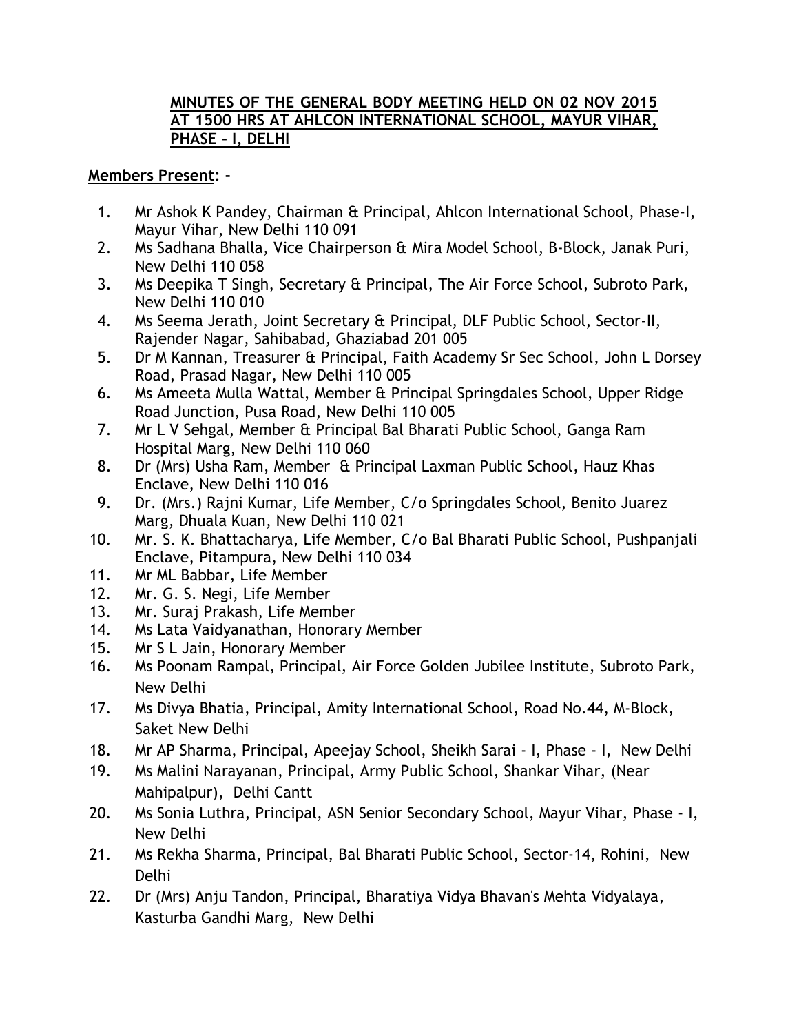**MINUTES OF THE GENERAL BODY MEETING HELD ON 02 NOV 2015 AT 1500 HRS AT AHLCON INTERNATIONAL SCHOOL, MAYUR VIHAR, PHASE – I, DELHI**

**Members Present: -**

1. Mr Ashok K Pandey, Chairman & Principal, Ahlcon International School, Phase-I, Mayur Vihar, New Delhi 110 091
2. Ms Sadhana Bhalla, Vice Chairperson & Mira Model School, B-Block, Janak Puri, New Delhi 110 058
3. Ms Deepika T Singh, Secretary & Principal, The Air Force School, Subroto Park, New Delhi 110 010
4. Ms Seema Jerath, Joint Secretary & Principal, DLF Public School, Sector-II, Rajender Nagar, Sahibabad, Ghaziabad 201 005
5. Dr M Kannan, Treasurer & Principal, Faith Academy Sr Sec School, John L Dorsey Road, Prasad Nagar, New Delhi 110 005
6. Ms Ameeta Mulla Wattal, Member & Principal Springdales School, Upper Ridge Road Junction, Pusa Road, New Delhi 110 005
7. Mr L V Sehgal, Member & Principal Bal Bharati Public School, Ganga Ram Hospital Marg, New Delhi 110 060
8. Dr (Mrs) Usha Ram, Member & Principal Laxman Public School, Hauz Khas Enclave, New Delhi 110 016
9. Dr. (Mrs.) Rajni Kumar, Life Member, C/o Springdales School, Benito Juarez Marg, Dhuala Kuan, New Delhi 110 021
10. Mr. S. K. Bhattacharya, Life Member, C/o Bal Bharati Public School, Pushpanjali Enclave, Pitampura, New Delhi 110 034
11. Mr ML Babbar, Life Member
12. Mr. G. S. Negi, Life Member
13. Mr. Suraj Prakash, Life Member
14. Ms Lata Vaidyanathan, Honorary Member
15. Mr S L Jain, Honorary Member
16. Ms Poonam Rampal, Principal, Air Force Golden Jubilee Institute, Subroto Park, New Delhi
17. Ms Divya Bhatia, Principal, Amity International School, Road No.44, M-Block, Saket New Delhi
18. Mr AP Sharma, Principal, Apeejay School, Sheikh Sarai - I, Phase - I, New Delhi
19. Ms Malini Narayanan, Principal, Army Public School, Shankar Vihar, (Near Mahipalpur), Delhi Cantt
20. Ms Sonia Luthra, Principal, ASN Senior Secondary School, Mayur Vihar, Phase - I, New Delhi
21. Ms Rekha Sharma, Principal, Bal Bharati Public School, Sector-14, Rohini, New Delhi
22. Dr (Mrs) Anju Tandon, Principal, Bharatiya Vidya Bhavan's Mehta Vidyalaya, Kasturba Gandhi Marg, New Delhi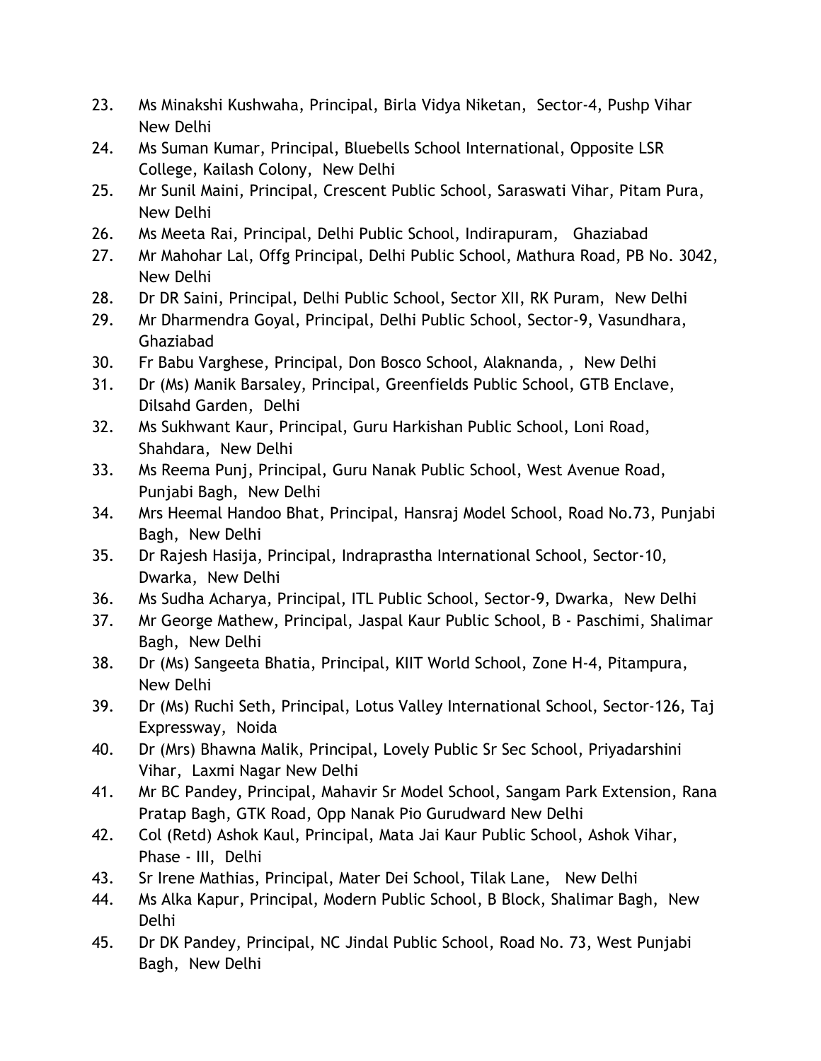23. Ms Minakshi Kushwaha, Principal, Birla Vidya Niketan, Sector-4, Pushp Vihar New Delhi
24. Ms Suman Kumar, Principal, Bluebells School International, Opposite LSR College, Kailash Colony, New Delhi
25. Mr Sunil Maini, Principal, Crescent Public School, Saraswati Vihar, Pitam Pura, New Delhi
26. Ms Meeta Rai, Principal, Delhi Public School, Indirapuram, Ghaziabad
27. Mr Mahohar Lal, Offg Principal, Delhi Public School, Mathura Road, PB No. 3042, New Delhi
28. Dr DR Saini, Principal, Delhi Public School, Sector XII, RK Puram, New Delhi
29. Mr Dharmendra Goyal, Principal, Delhi Public School, Sector-9, Vasundhara, Ghaziabad
30. Fr Babu Varghese, Principal, Don Bosco School, Alaknanda, , New Delhi
31. Dr (Ms) Manik Barsaley, Principal, Greenfields Public School, GTB Enclave, Dilsahd Garden, Delhi
32. Ms Sukhwant Kaur, Principal, Guru Harkishan Public School, Loni Road, Shahdara, New Delhi
33. Ms Reema Punj, Principal, Guru Nanak Public School, West Avenue Road, Punjabi Bagh, New Delhi
34. Mrs Heemal Handoo Bhat, Principal, Hansraj Model School, Road No.73, Punjabi Bagh, New Delhi
35. Dr Rajesh Hasija, Principal, Indraprastha International School, Sector-10, Dwarka, New Delhi
36. Ms Sudha Acharya, Principal, ITL Public School, Sector-9, Dwarka, New Delhi
37. Mr George Mathew, Principal, Jaspal Kaur Public School, B - Paschimi, Shalimar Bagh, New Delhi
38. Dr (Ms) Sangeeta Bhatia, Principal, KIIT World School, Zone H-4, Pitampura, New Delhi
39. Dr (Ms) Ruchi Seth, Principal, Lotus Valley International School, Sector-126, Taj Expressway, Noida
40. Dr (Mrs) Bhawna Malik, Principal, Lovely Public Sr Sec School, Priyadarshini Vihar, Laxmi Nagar New Delhi
41. Mr BC Pandey, Principal, Mahavir Sr Model School, Sangam Park Extension, Rana Pratap Bagh, GTK Road, Opp Nanak Pio Gurudward New Delhi
42. Col (Retd) Ashok Kaul, Principal, Mata Jai Kaur Public School, Ashok Vihar, Phase - III, Delhi
43. Sr Irene Mathias, Principal, Mater Dei School, Tilak Lane, New Delhi
44. Ms Alka Kapur, Principal, Modern Public School, B Block, Shalimar Bagh, New Delhi
45. Dr DK Pandey, Principal, NC Jindal Public School, Road No. 73, West Punjabi Bagh, New Delhi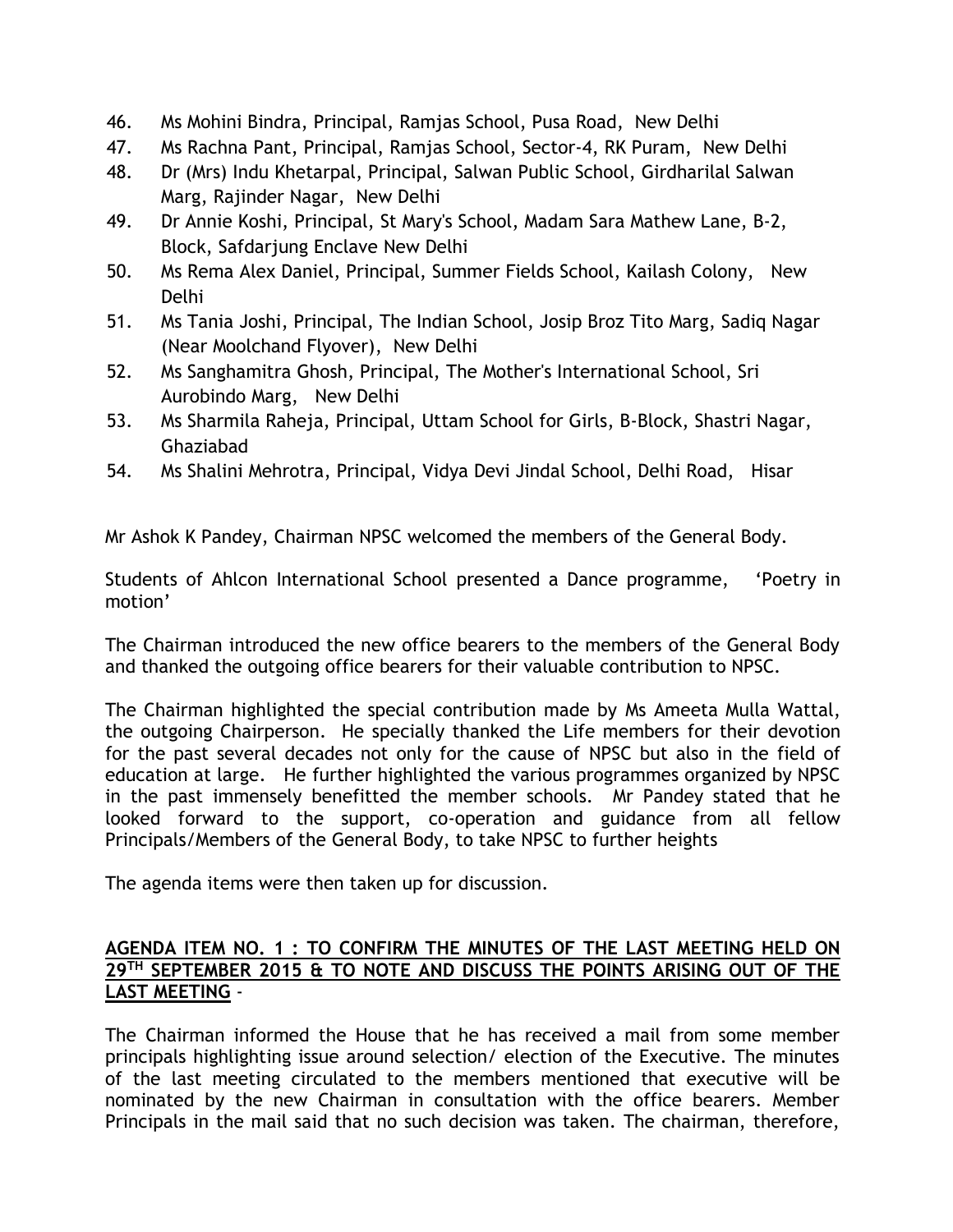46. Ms Mohini Bindra, Principal, Ramjas School, Pusa Road, New Delhi
47. Ms Rachna Pant, Principal, Ramjas School, Sector-4, RK Puram, New Delhi
48. Dr (Mrs) Indu Khetarpal, Principal, Salwan Public School, Girdharilal Salwan Marg, Rajinder Nagar, New Delhi
49. Dr Annie Koshi, Principal, St Mary's School, Madam Sara Mathew Lane, B-2, Block, Safdarjung Enclave New Delhi
50. Ms Rema Alex Daniel, Principal, Summer Fields School, Kailash Colony, New Delhi
51. Ms Tania Joshi, Principal, The Indian School, Josip Broz Tito Marg, Sadiq Nagar (Near Moolchand Flyover), New Delhi
52. Ms Sanghamitra Ghosh, Principal, The Mother's International School, Sri Aurobindo Marg, New Delhi
53. Ms Sharmila Raheja, Principal, Uttam School for Girls, B-Block, Shastri Nagar, Ghaziabad
54. Ms Shalini Mehrotra, Principal, Vidya Devi Jindal School, Delhi Road, Hisar

Mr Ashok K Pandey, Chairman NPSC welcomed the members of the General Body.

Students of Ahlcon International School presented a Dance programme, 'Poetry in motion'

The Chairman introduced the new office bearers to the members of the General Body and thanked the outgoing office bearers for their valuable contribution to NPSC.

The Chairman highlighted the special contribution made by Ms Ameeta Mulla Wattal, the outgoing Chairperson. He specially thanked the Life members for their devotion for the past several decades not only for the cause of NPSC but also in the field of education at large. He further highlighted the various programmes organized by NPSC in the past immensely benefitted the member schools. Mr Pandey stated that he looked forward to the support, co-operation and guidance from all fellow Principals/Members of the General Body, to take NPSC to further heights

The agenda items were then taken up for discussion.

**AGENDA ITEM NO. 1 : TO CONFIRM THE MINUTES OF THE LAST MEETING HELD ON 29TH SEPTEMBER 2015 & TO NOTE AND DISCUSS THE POINTS ARISING OUT OF THE LAST MEETING** -

The Chairman informed the House that he has received a mail from some member principals highlighting issue around selection/ election of the Executive. The minutes of the last meeting circulated to the members mentioned that executive will be nominated by the new Chairman in consultation with the office bearers. Member Principals in the mail said that no such decision was taken. The chairman, therefore,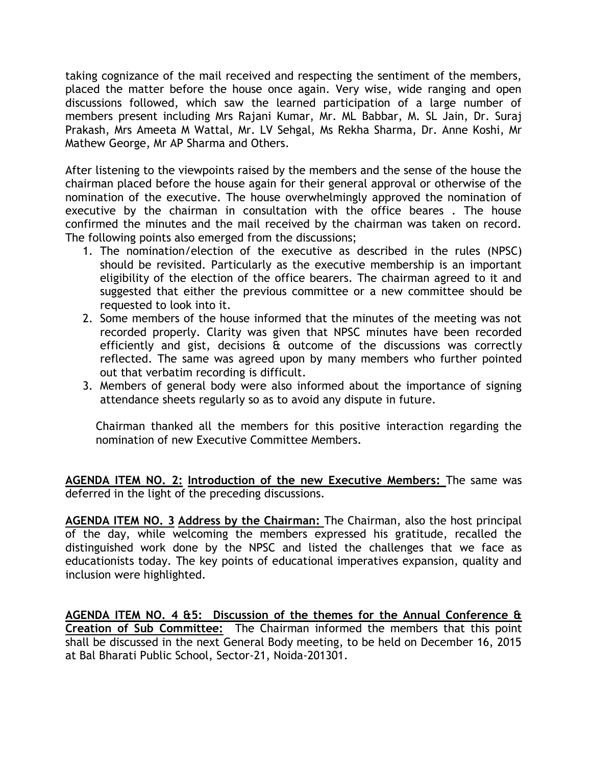taking cognizance of the mail received and respecting the sentiment of the members, placed the matter before the house once again. Very wise, wide ranging and open discussions followed, which saw the learned participation of a large number of members present including Mrs Rajani Kumar, Mr. ML Babbar, M. SL Jain, Dr. Suraj Prakash, Mrs Ameeta M Wattal, Mr. LV Sehgal, Ms Rekha Sharma, Dr. Anne Koshi, Mr Mathew George, Mr AP Sharma and Others.

After listening to the viewpoints raised by the members and the sense of the house the chairman placed before the house again for their general approval or otherwise of the nomination of the executive. The house overwhelmingly approved the nomination of executive by the chairman in consultation with the office beares . The house confirmed the minutes and the mail received by the chairman was taken on record. The following points also emerged from the discussions;

1. The nomination/election of the executive as described in the rules (NPSC) should be revisited. Particularly as the executive membership is an important eligibility of the election of the office bearers. The chairman agreed to it and suggested that either the previous committee or a new committee should be requested to look into it.
2. Some members of the house informed that the minutes of the meeting was not recorded properly. Clarity was given that NPSC minutes have been recorded efficiently and gist, decisions & outcome of the discussions was correctly reflected. The same was agreed upon by many members who further pointed out that verbatim recording is difficult.
3. Members of general body were also informed about the importance of signing attendance sheets regularly so as to avoid any dispute in future.

Chairman thanked all the members for this positive interaction regarding the nomination of new Executive Committee Members.

**AGENDA ITEM NO. 2: Introduction of the new Executive Members:** The same was deferred in the light of the preceding discussions.

**AGENDA ITEM NO. 3 Address by the Chairman:** The Chairman, also the host principal of the day, while welcoming the members expressed his gratitude, recalled the distinguished work done by the NPSC and listed the challenges that we face as educationists today. The key points of educational imperatives expansion, quality and inclusion were highlighted.

**AGENDA ITEM NO. 4 &5: Discussion of the themes for the Annual Conference & Creation of Sub Committee:** The Chairman informed the members that this point shall be discussed in the next General Body meeting, to be held on December 16, 2015 at Bal Bharati Public School, Sector-21, Noida-201301.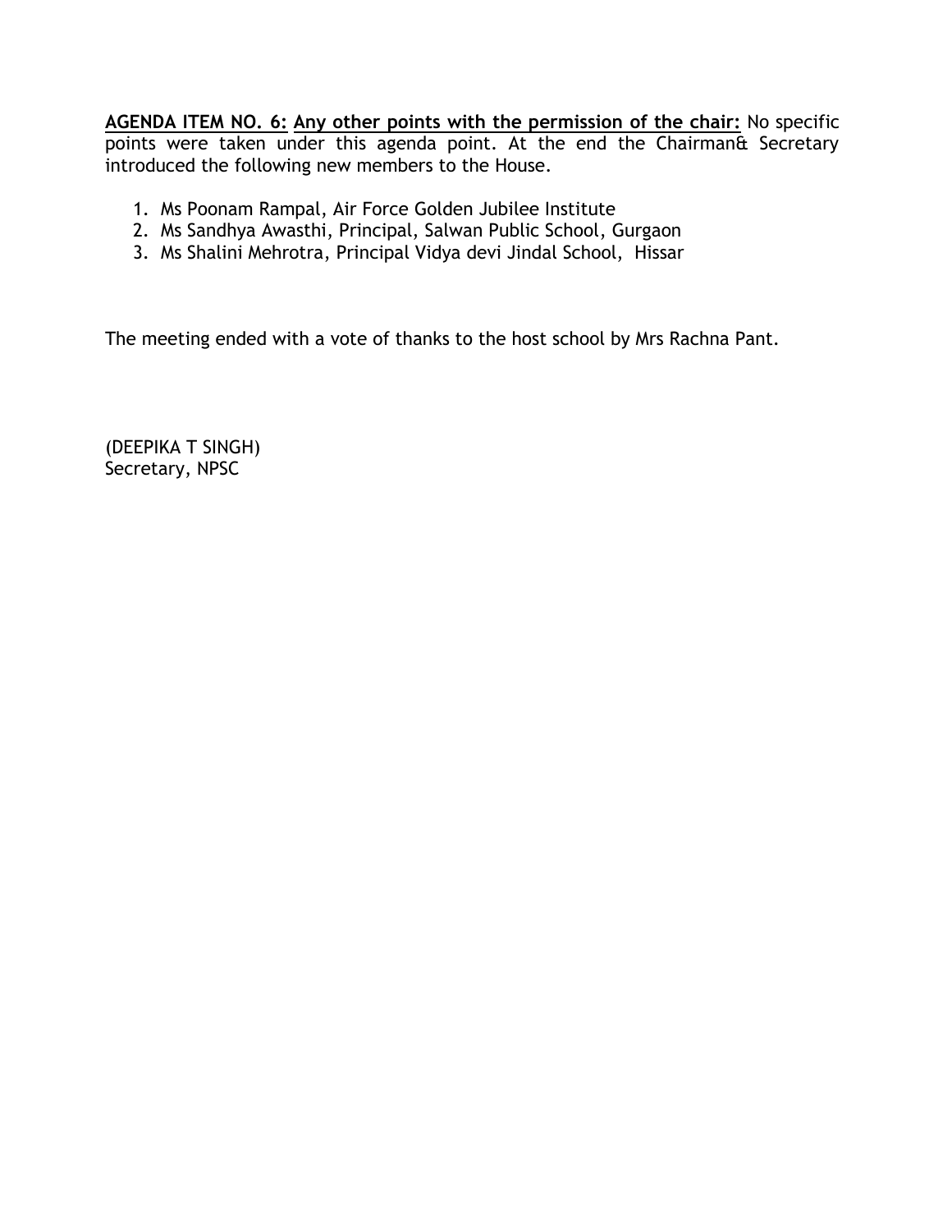**AGENDA ITEM NO. 6:** **Any other points with the permission of the chair:** No specific points were taken under this agenda point. At the end the Chairman& Secretary introduced the following new members to the House.

1. Ms Poonam Rampal, Air Force Golden Jubilee Institute
2. Ms Sandhya Awasthi, Principal, Salwan Public School, Gurgaon
3. Ms Shalini Mehrotra, Principal Vidya devi Jindal School, Hissar

The meeting ended with a vote of thanks to the host school by Mrs Rachna Pant.

(DEEPIKA T SINGH)
Secretary, NPSC